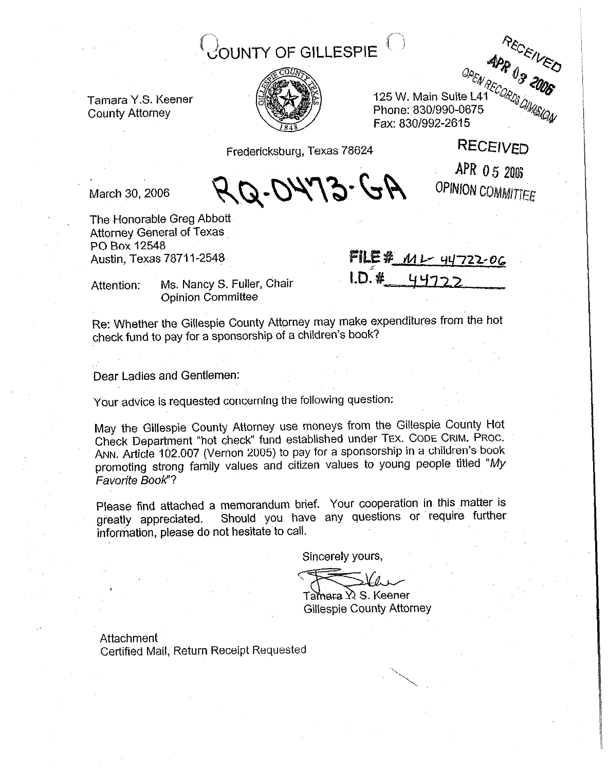# COUNTY OF GILLESPIE

Tamara Y.S. Keener
County Attorney

125 W. Main Suite L41
Phone: 830/990-0675
Fax: 830/992-2615

RECEIVED
APR 03 2006
OPEN RECORDS DIVISION

Fredericksburg, Texas 78624

RECEIVED
APR 05 2006
OPINION COMMITTEE

March 30, 2006

RQ-0473-GA

The Honorable Greg Abbott
Attorney General of Texas
PO Box 12548
Austin, Texas 78711-2548

FILE # ML-44722-06
I.D. # 44722

Attention: Ms. Nancy S. Fuller, Chair
Opinion Committee

Re: Whether the Gillespie County Attorney may make expenditures from the hot check fund to pay for a sponsorship of a children's book?

Dear Ladies and Gentlemen:

Your advice is requested concerning the following question:

May the Gillespie County Attorney use moneys from the Gillespie County Hot Check Department "hot check" fund established under TEX. CODE CRIM. PROC. ANN. Article 102.007 (Vernon 2005) to pay for a sponsorship in a children's book promoting strong family values and citizen values to young people titled "*My Favorite Book*"?

Please find attached a memorandum brief. Your cooperation in this matter is greatly appreciated. Should you have any questions or require further information, please do not hesitate to call.

Sincerely yours,

Tamara Y. S. Keener
Gillespie County Attorney

Attachment
Certified Mail, Return Receipt Requested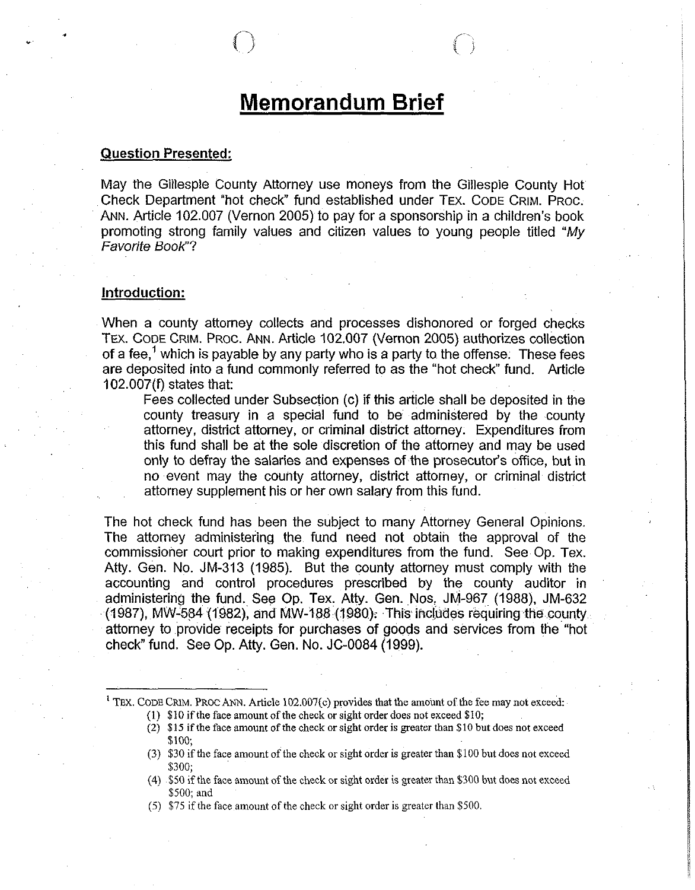# Memorandum Brief

## Question Presented:

May the Gillespie County Attorney use moneys from the Gillespie County Hot Check Department "hot check" fund established under TEX. CODE CRIM. PROC. ANN. Article 102.007 (Vernon 2005) to pay for a sponsorship in a children's book promoting strong family values and citizen values to young people titled "*My Favorite Book*"?

## Introduction:

When a county attorney collects and processes dishonored or forged checks TEX. CODE CRIM. PROC. ANN. Article 102.007 (Vernon 2005) authorizes collection of a fee,[1] which is payable by any party who is a party to the offense. These fees are deposited into a fund commonly referred to as the "hot check" fund. Article 102.007(f) states that:

> Fees collected under Subsection (c) if this article shall be deposited in the county treasury in a special fund to be administered by the county attorney, district attorney, or criminal district attorney. Expenditures from this fund shall be at the sole discretion of the attorney and may be used only to defray the salaries and expenses of the prosecutor's office, but in no event may the county attorney, district attorney, or criminal district attorney supplement his or her own salary from this fund.

The hot check fund has been the subject to many Attorney General Opinions. The attorney administering the fund need not obtain the approval of the commissioner court prior to making expenditures from the fund. See Op. Tex. Atty. Gen. No. JM-313 (1985). But the county attorney must comply with the accounting and control procedures prescribed by the county auditor in administering the fund. See Op. Tex. Atty. Gen. Nos. JM-967 (1988), JM-632 (1987), MW-584 (1982), and MW-188 (1980). This includes requiring the county attorney to provide receipts for purchases of goods and services from the "hot check" fund. See Op. Atty. Gen. No. JC-0084 (1999).

---

[1] TEX. CODE CRIM. PROC ANN. Article 102.007(c) provides that the amount of the fee may not exceed:

(1) $10 if the face amount of the check or sight order does not exceed $10;
(2) $15 if the face amount of the check or sight order is greater than $10 but does not exceed $100;
(3) $30 if the face amount of the check or sight order is greater than $100 but does not exceed $300;
(4) $50 if the face amount of the check or sight order is greater than $300 but does not exceed $500; and
(5) $75 if the face amount of the check or sight order is greater than $500.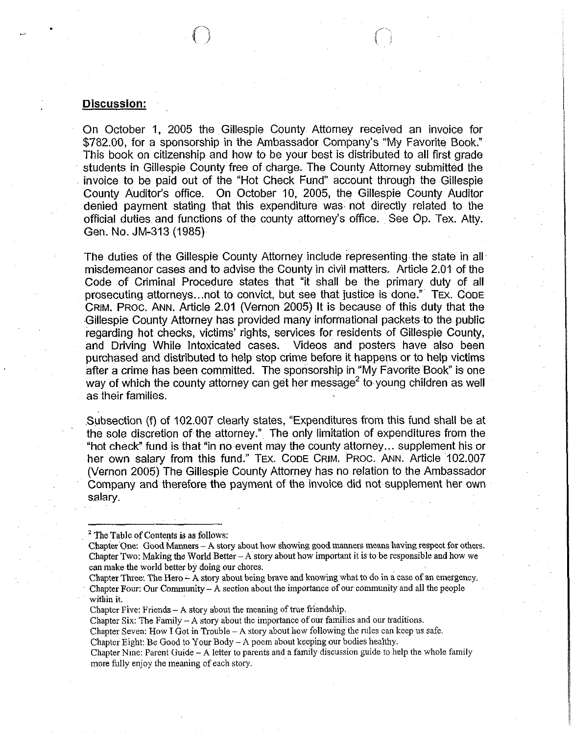## Discussion:

On October 1, 2005 the Gillespie County Attorney received an invoice for $782.00, for a sponsorship in the Ambassador Company's "My Favorite Book." This book on citizenship and how to be your best is distributed to all first grade students in Gillespie County free of charge. The County Attorney submitted the invoice to be paid out of the "Hot Check Fund" account through the Gillespie County Auditor's office. On October 10, 2005, the Gillespie County Auditor denied payment stating that this expenditure was not directly related to the official duties and functions of the county attorney's office. See Op. Tex. Atty. Gen. No. JM-313 (1985)

The duties of the Gillespie County Attorney include representing the state in all misdemeanor cases and to advise the County in civil matters. Article 2.01 of the Code of Criminal Procedure states that "it shall be the primary duty of all prosecuting attorneys...not to convict, but see that justice is done." TEX. CODE CRIM. PROC. ANN. Article 2.01 (Vernon 2005) It is because of this duty that the Gillespie County Attorney has provided many informational packets to the public regarding hot checks, victims' rights, services for residents of Gillespie County, and Driving While Intoxicated cases. Videos and posters have also been purchased and distributed to help stop crime before it happens or to help victims after a crime has been committed. The sponsorship in "My Favorite Book" is one way of which the county attorney can get her message[2] to young children as well as their families.

Subsection (f) of 102.007 clearly states, "Expenditures from this fund shall be at the sole discretion of the attorney." The only limitation of expenditures from the "hot check" fund is that "in no event may the county attorney... supplement his or her own salary from this fund." TEX. CODE CRIM. PROC. ANN. Article 102.007 (Vernon 2005) The Gillespie County Attorney has no relation to the Ambassador Company and therefore the payment of the invoice did not supplement her own salary.

---

[2] The Table of Contents is as follows:
Chapter One: Good Manners – A story about how showing good manners means having respect for others.
Chapter Two: Making the World Better – A story about how important it is to be responsible and how we can make the world better by doing our chores.
Chapter Three: The Hero – A story about being brave and knowing what to do in a case of an emergency.
Chapter Four: Our Community – A section about the importance of our community and all the people within it.
Chapter Five: Friends – A story about the meaning of true friendship.
Chapter Six: The Family – A story about the importance of our families and our traditions.
Chapter Seven: How I Got in Trouble – A story about how following the rules can keep us safe.
Chapter Eight: Be Good to Your Body – A poem about keeping our bodies healthy.
Chapter Nine: Parent Guide – A letter to parents and a family discussion guide to help the whole family more fully enjoy the meaning of each story.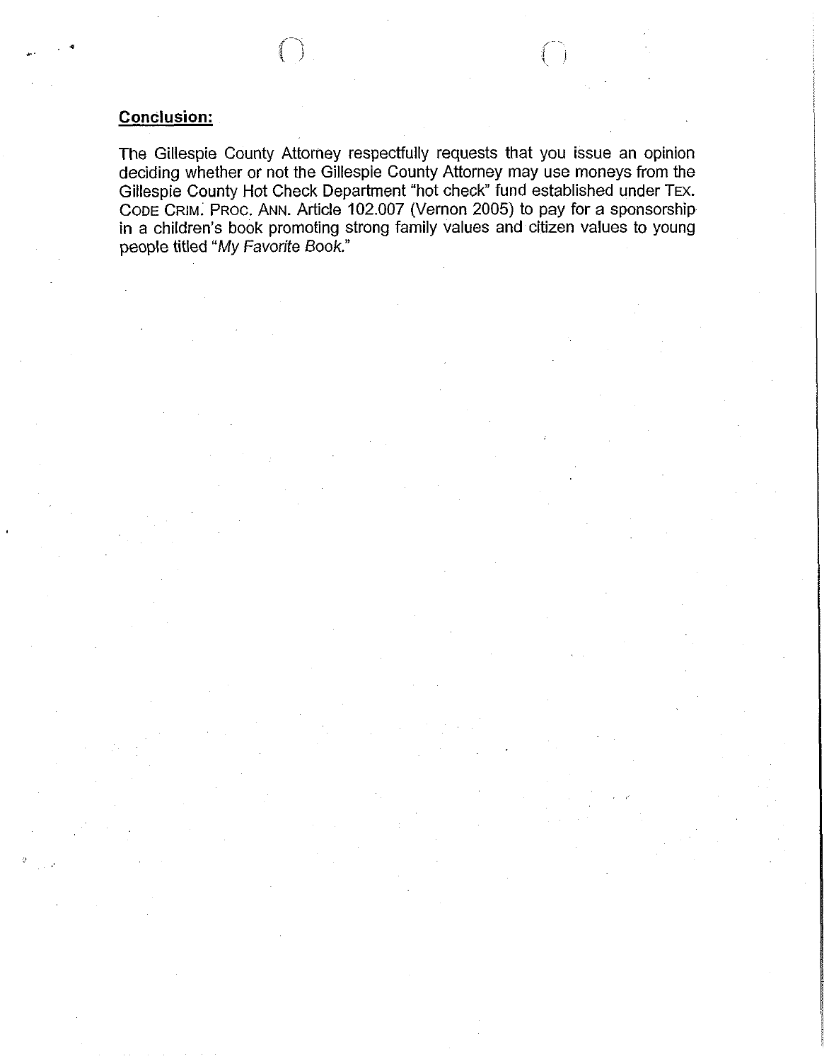## **Conclusion:**

The Gillespie County Attorney respectfully requests that you issue an opinion deciding whether or not the Gillespie County Attorney may use moneys from the Gillespie County Hot Check Department "hot check" fund established under TEX. CODE CRIM. PROC. ANN. Article 102.007 (Vernon 2005) to pay for a sponsorship in a children's book promoting strong family values and citizen values to young people titled "*My Favorite Book.*"